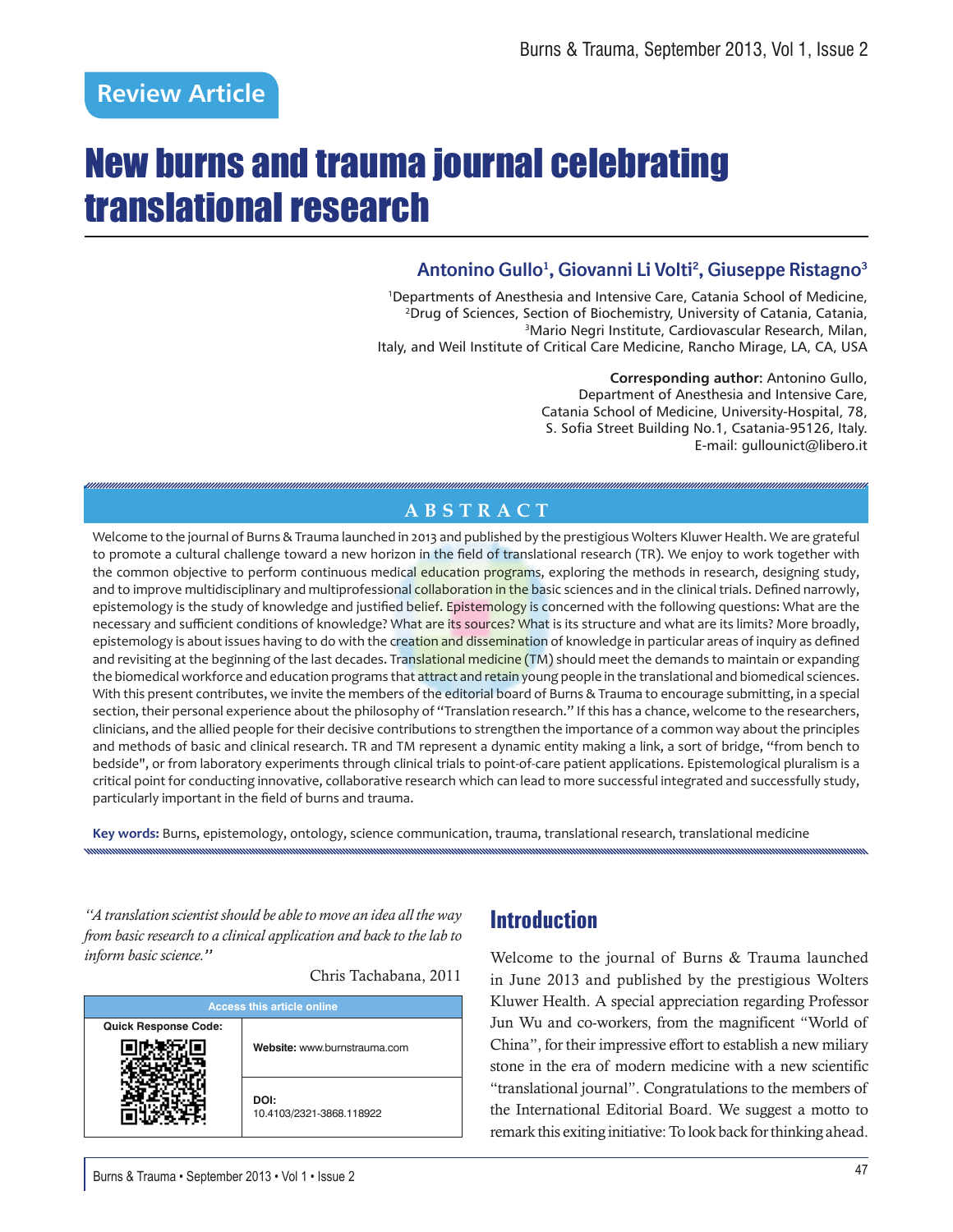Review Article

# New burns and trauma journal celebrating translational research

**Antonino Gullo[1], Giovanni Li Volti[2], Giuseppe Ristagno[3]**

[1]Departments of Anesthesia and Intensive Care, Catania School of Medicine, [2]Drug of Sciences, Section of Biochemistry, University of Catania, Catania, [3]Mario Negri Institute, Cardiovascular Research, Milan, Italy, and Weil Institute of Critical Care Medicine, Rancho Mirage, LA, CA, USA

**Corresponding author:** Antonino Gullo, Department of Anesthesia and Intensive Care, Catania School of Medicine, University-Hospital, 78, S. Sofia Street Building No.1, Csatania-95126, Italy. E-mail: gullounict@libero.it

## ABSTRACT

Welcome to the journal of Burns & Trauma launched in 2013 and published by the prestigious Wolters Kluwer Health. We are grateful to promote a cultural challenge toward a new horizon in the field of translational research (TR). We enjoy to work together with the common objective to perform continuous medical education programs, exploring the methods in research, designing study, and to improve multidisciplinary and multiprofessional collaboration in the basic sciences and in the clinical trials. Defined narrowly, epistemology is the study of knowledge and justified belief. Epistemology is concerned with the following questions: What are the necessary and sufficient conditions of knowledge? What are its sources? What is its structure and what are its limits? More broadly, epistemology is about issues having to do with the creation and dissemination of knowledge in particular areas of inquiry as defined and revisiting at the beginning of the last decades. Translational medicine (TM) should meet the demands to maintain or expanding the biomedical workforce and education programs that attract and retain young people in the translational and biomedical sciences. With this present contributes, we invite the members of the editorial board of Burns & Trauma to encourage submitting, in a special section, their personal experience about the philosophy of "Translation research." If this has a chance, welcome to the researchers, clinicians, and the allied people for their decisive contributions to strengthen the importance of a common way about the principles and methods of basic and clinical research. TR and TM represent a dynamic entity making a link, a sort of bridge, "from bench to bedside", or from laboratory experiments through clinical trials to point-of-care patient applications. Epistemological pluralism is a critical point for conducting innovative, collaborative research which can lead to more successful integrated and successfully study, particularly important in the field of burns and trauma.

**Key words:** Burns, epistemology, ontology, science communication, trauma, translational research, translational medicine

*"A translation scientist should be able to move an idea all the way from basic research to a clinical application and back to the lab to inform basic science."*

Chris Tachabana, 2011

| Access this article online | |
|---|---|
| Quick Response Code: | **Website:** www.burnstrauma.com |
| | **DOI:** 10.4103/2321-3868.118922 |

## Introduction

Welcome to the journal of Burns & Trauma launched in June 2013 and published by the prestigious Wolters Kluwer Health. A special appreciation regarding Professor Jun Wu and co-workers, from the magnificent "World of China", for their impressive effort to establish a new miliary stone in the era of modern medicine with a new scientific "translational journal". Congratulations to the members of the International Editorial Board. We suggest a motto to remark this exiting initiative: To look back for thinking ahead.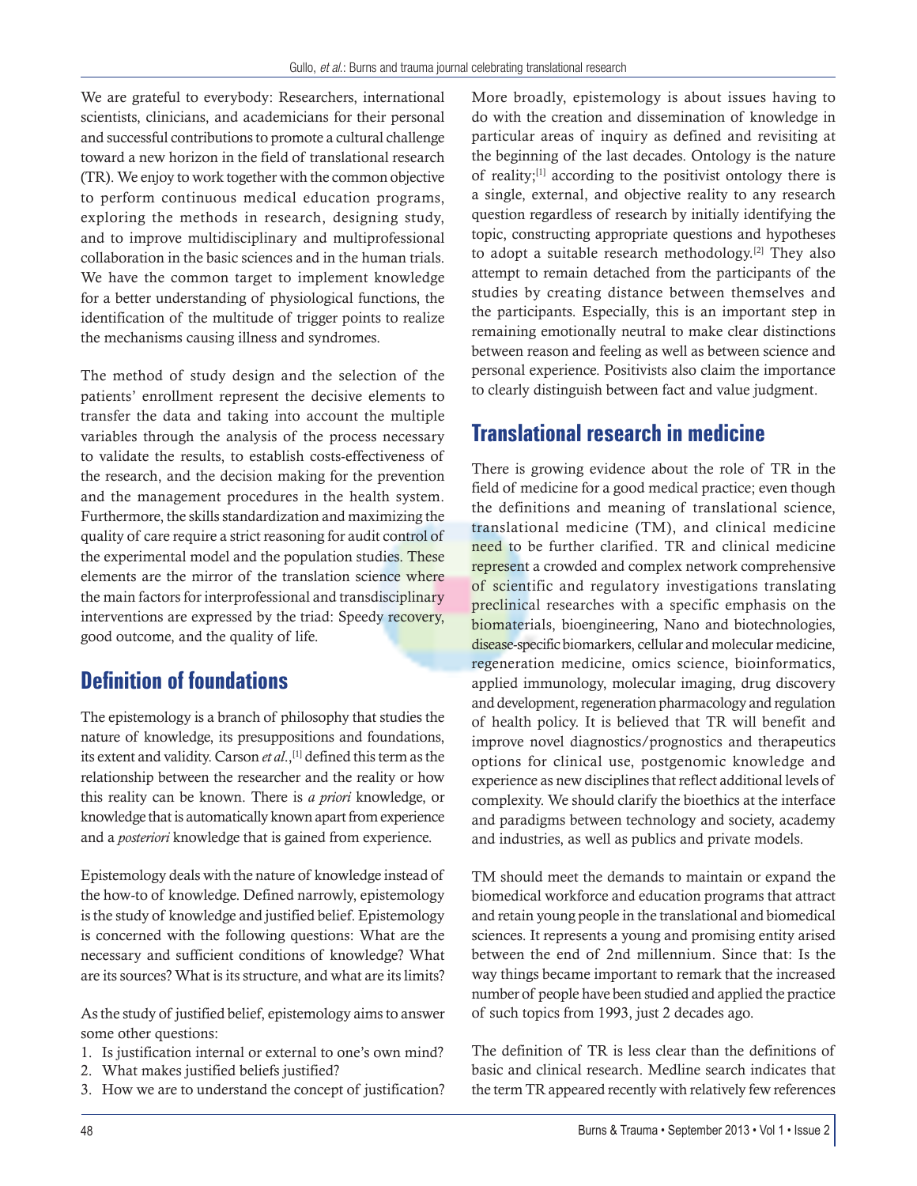We are grateful to everybody: Researchers, international scientists, clinicians, and academicians for their personal and successful contributions to promote a cultural challenge toward a new horizon in the field of translational research (TR). We enjoy to work together with the common objective to perform continuous medical education programs, exploring the methods in research, designing study, and to improve multidisciplinary and multiprofessional collaboration in the basic sciences and in the human trials. We have the common target to implement knowledge for a better understanding of physiological functions, the identification of the multitude of trigger points to realize the mechanisms causing illness and syndromes.

The method of study design and the selection of the patients' enrollment represent the decisive elements to transfer the data and taking into account the multiple variables through the analysis of the process necessary to validate the results, to establish costs-effectiveness of the research, and the decision making for the prevention and the management procedures in the health system. Furthermore, the skills standardization and maximizing the quality of care require a strict reasoning for audit control of the experimental model and the population studies. These elements are the mirror of the translation science where the main factors for interprofessional and transdisciplinary interventions are expressed by the triad: Speedy recovery, good outcome, and the quality of life.

## Definition of foundations

The epistemology is a branch of philosophy that studies the nature of knowledge, its presuppositions and foundations, its extent and validity. Carson *et al.*,[1] defined this term as the relationship between the researcher and the reality or how this reality can be known. There is *a priori* knowledge, or knowledge that is automatically known apart from experience and a *posteriori* knowledge that is gained from experience.

Epistemology deals with the nature of knowledge instead of the how-to of knowledge. Defined narrowly, epistemology is the study of knowledge and justified belief. Epistemology is concerned with the following questions: What are the necessary and sufficient conditions of knowledge? What are its sources? What is its structure, and what are its limits?

As the study of justified belief, epistemology aims to answer some other questions:

1. Is justification internal or external to one's own mind?
2. What makes justified beliefs justified?
3. How we are to understand the concept of justification?

More broadly, epistemology is about issues having to do with the creation and dissemination of knowledge in particular areas of inquiry as defined and revisiting at the beginning of the last decades. Ontology is the nature of reality;[1] according to the positivist ontology there is a single, external, and objective reality to any research question regardless of research by initially identifying the topic, constructing appropriate questions and hypotheses to adopt a suitable research methodology.[2] They also attempt to remain detached from the participants of the studies by creating distance between themselves and the participants. Especially, this is an important step in remaining emotionally neutral to make clear distinctions between reason and feeling as well as between science and personal experience. Positivists also claim the importance to clearly distinguish between fact and value judgment.

## Translational research in medicine

There is growing evidence about the role of TR in the field of medicine for a good medical practice; even though the definitions and meaning of translational science, translational medicine (TM), and clinical medicine need to be further clarified. TR and clinical medicine represent a crowded and complex network comprehensive of scientific and regulatory investigations translating preclinical researches with a specific emphasis on the biomaterials, bioengineering, Nano and biotechnologies, disease-specific biomarkers, cellular and molecular medicine, regeneration medicine, omics science, bioinformatics, applied immunology, molecular imaging, drug discovery and development, regeneration pharmacology and regulation of health policy. It is believed that TR will benefit and improve novel diagnostics/prognostics and therapeutics options for clinical use, postgenomic knowledge and experience as new disciplines that reflect additional levels of complexity. We should clarify the bioethics at the interface and paradigms between technology and society, academy and industries, as well as publics and private models.

TM should meet the demands to maintain or expand the biomedical workforce and education programs that attract and retain young people in the translational and biomedical sciences. It represents a young and promising entity arised between the end of 2nd millennium. Since that: Is the way things became important to remark that the increased number of people have been studied and applied the practice of such topics from 1993, just 2 decades ago.

The definition of TR is less clear than the definitions of basic and clinical research. Medline search indicates that the term TR appeared recently with relatively few references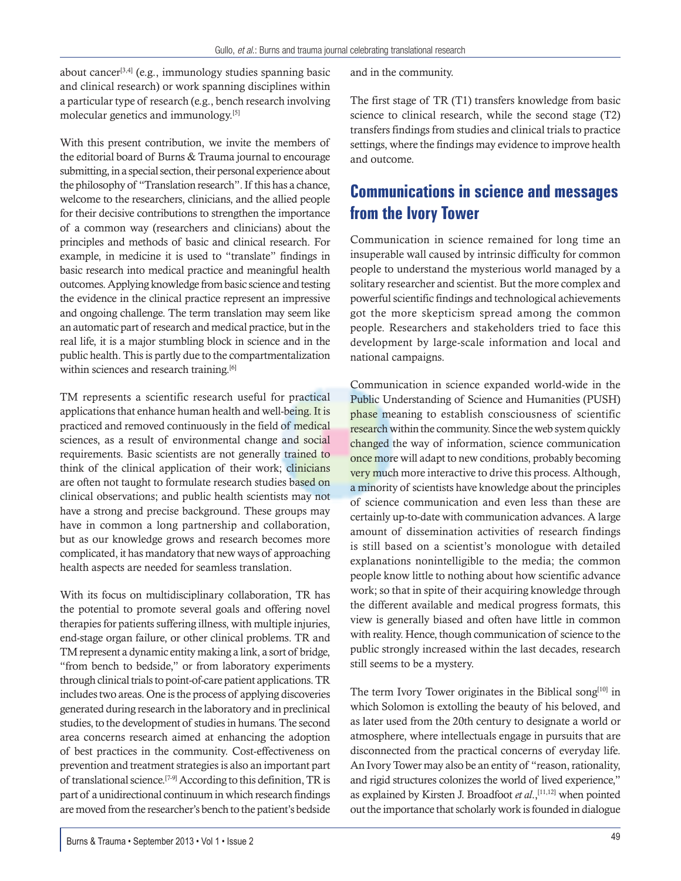about cancer[3,4] (e.g., immunology studies spanning basic and clinical research) or work spanning disciplines within a particular type of research (e.g., bench research involving molecular genetics and immunology.[5]

With this present contribution, we invite the members of the editorial board of Burns & Trauma journal to encourage submitting, in a special section, their personal experience about the philosophy of "Translation research". If this has a chance, welcome to the researchers, clinicians, and the allied people for their decisive contributions to strengthen the importance of a common way (researchers and clinicians) about the principles and methods of basic and clinical research. For example, in medicine it is used to "translate" findings in basic research into medical practice and meaningful health outcomes. Applying knowledge from basic science and testing the evidence in the clinical practice represent an impressive and ongoing challenge. The term translation may seem like an automatic part of research and medical practice, but in the real life, it is a major stumbling block in science and in the public health. This is partly due to the compartmentalization within sciences and research training.[6]

TM represents a scientific research useful for practical applications that enhance human health and well-being. It is practiced and removed continuously in the field of medical sciences, as a result of environmental change and social requirements. Basic scientists are not generally trained to think of the clinical application of their work; clinicians are often not taught to formulate research studies based on clinical observations; and public health scientists may not have a strong and precise background. These groups may have in common a long partnership and collaboration, but as our knowledge grows and research becomes more complicated, it has mandatory that new ways of approaching health aspects are needed for seamless translation.

With its focus on multidisciplinary collaboration, TR has the potential to promote several goals and offering novel therapies for patients suffering illness, with multiple injuries, end-stage organ failure, or other clinical problems. TR and TM represent a dynamic entity making a link, a sort of bridge, "from bench to bedside," or from laboratory experiments through clinical trials to point-of-care patient applications. TR includes two areas. One is the process of applying discoveries generated during research in the laboratory and in preclinical studies, to the development of studies in humans. The second area concerns research aimed at enhancing the adoption of best practices in the community. Cost-effectiveness on prevention and treatment strategies is also an important part of translational science.[7-9] According to this definition, TR is part of a unidirectional continuum in which research findings are moved from the researcher's bench to the patient's bedside and in the community.

The first stage of TR (T1) transfers knowledge from basic science to clinical research, while the second stage (T2) transfers findings from studies and clinical trials to practice settings, where the findings may evidence to improve health and outcome.

## Communications in science and messages from the Ivory Tower

Communication in science remained for long time an insuperable wall caused by intrinsic difficulty for common people to understand the mysterious world managed by a solitary researcher and scientist. But the more complex and powerful scientific findings and technological achievements got the more skepticism spread among the common people. Researchers and stakeholders tried to face this development by large-scale information and local and national campaigns.

Communication in science expanded world-wide in the Public Understanding of Science and Humanities (PUSH) phase meaning to establish consciousness of scientific research within the community. Since the web system quickly changed the way of information, science communication once more will adapt to new conditions, probably becoming very much more interactive to drive this process. Although, a minority of scientists have knowledge about the principles of science communication and even less than these are certainly up-to-date with communication advances. A large amount of dissemination activities of research findings is still based on a scientist's monologue with detailed explanations nonintelligible to the media; the common people know little to nothing about how scientific advance work; so that in spite of their acquiring knowledge through the different available and medical progress formats, this view is generally biased and often have little in common with reality. Hence, though communication of science to the public strongly increased within the last decades, research still seems to be a mystery.

The term Ivory Tower originates in the Biblical song[10] in which Solomon is extolling the beauty of his beloved, and as later used from the 20th century to designate a world or atmosphere, where intellectuals engage in pursuits that are disconnected from the practical concerns of everyday life. An Ivory Tower may also be an entity of "reason, rationality, and rigid structures colonizes the world of lived experience," as explained by Kirsten J. Broadfoot *et al.*,[11,12] when pointed out the importance that scholarly work is founded in dialogue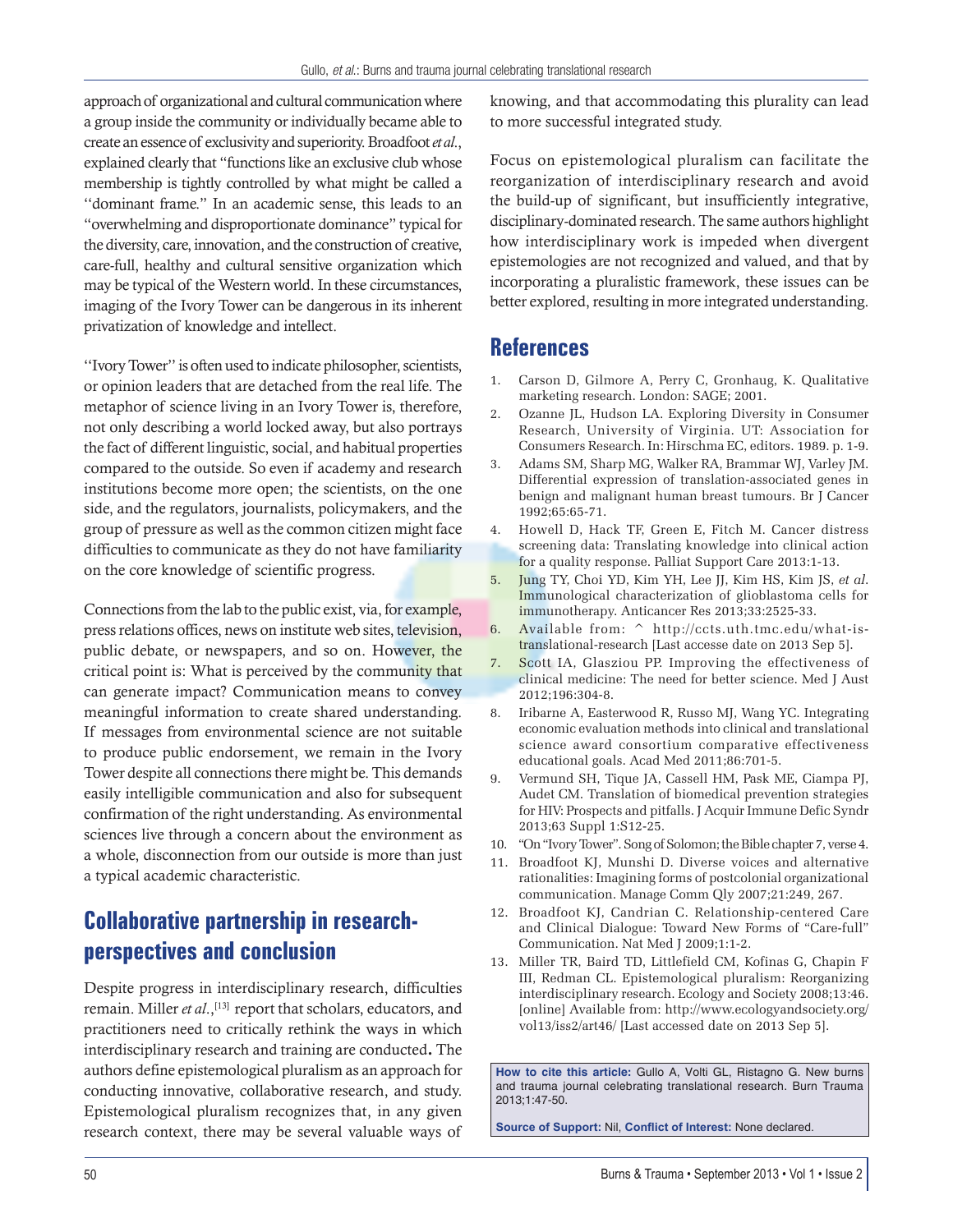approach of organizational and cultural communication where a group inside the community or individually became able to create an essence of exclusivity and superiority. Broadfoot *et al.*, explained clearly that "functions like an exclusive club whose membership is tightly controlled by what might be called a ''dominant frame.'' In an academic sense, this leads to an "overwhelming and disproportionate dominance" typical for the diversity, care, innovation, and the construction of creative, care-full, healthy and cultural sensitive organization which may be typical of the Western world. In these circumstances, imaging of the Ivory Tower can be dangerous in its inherent privatization of knowledge and intellect.

''Ivory Tower'' is often used to indicate philosopher, scientists, or opinion leaders that are detached from the real life. The metaphor of science living in an Ivory Tower is, therefore, not only describing a world locked away, but also portrays the fact of different linguistic, social, and habitual properties compared to the outside. So even if academy and research institutions become more open; the scientists, on the one side, and the regulators, journalists, policymakers, and the group of pressure as well as the common citizen might face difficulties to communicate as they do not have familiarity on the core knowledge of scientific progress.

Connections from the lab to the public exist, via, for example, press relations offices, news on institute web sites, television, public debate, or newspapers, and so on. However, the critical point is: What is perceived by the community that can generate impact? Communication means to convey meaningful information to create shared understanding. If messages from environmental science are not suitable to produce public endorsement, we remain in the Ivory Tower despite all connections there might be. This demands easily intelligible communication and also for subsequent confirmation of the right understanding. As environmental sciences live through a concern about the environment as a whole, disconnection from our outside is more than just a typical academic characteristic.

## Collaborative partnership in research-perspectives and conclusion

Despite progress in interdisciplinary research, difficulties remain. Miller *et al.*,[13] report that scholars, educators, and practitioners need to critically rethink the ways in which interdisciplinary research and training are conducted**.** The authors define epistemological pluralism as an approach for conducting innovative, collaborative research, and study. Epistemological pluralism recognizes that, in any given research context, there may be several valuable ways of knowing, and that accommodating this plurality can lead to more successful integrated study.

Focus on epistemological pluralism can facilitate the reorganization of interdisciplinary research and avoid the build-up of significant, but insufficiently integrative, disciplinary-dominated research. The same authors highlight how interdisciplinary work is impeded when divergent epistemologies are not recognized and valued, and that by incorporating a pluralistic framework, these issues can be better explored, resulting in more integrated understanding.

## References

1. Carson D, Gilmore A, Perry C, Gronhaug, K. Qualitative marketing research. London: SAGE; 2001.
2. Ozanne JL, Hudson LA. Exploring Diversity in Consumer Research, University of Virginia. UT: Association for Consumers Research. In: Hirschma EC, editors. 1989. p. 1-9.
3. Adams SM, Sharp MG, Walker RA, Brammar WJ, Varley JM. Differential expression of translation-associated genes in benign and malignant human breast tumours. Br J Cancer 1992;65:65-71.
4. Howell D, Hack TF, Green E, Fitch M. Cancer distress screening data: Translating knowledge into clinical action for a quality response. Palliat Support Care 2013:1-13.
5. Jung TY, Choi YD, Kim YH, Lee JJ, Kim HS, Kim JS, *et al*. Immunological characterization of glioblastoma cells for immunotherapy. Anticancer Res 2013;33:2525-33.
6. Available from: ^ http://ccts.uth.tmc.edu/what-is-translational-research [Last accesse date on 2013 Sep 5].
7. Scott IA, Glasziou PP. Improving the effectiveness of clinical medicine: The need for better science. Med J Aust 2012;196:304-8.
8. Iribarne A, Easterwood R, Russo MJ, Wang YC. Integrating economic evaluation methods into clinical and translational science award consortium comparative effectiveness educational goals. Acad Med 2011;86:701-5.
9. Vermund SH, Tique JA, Cassell HM, Pask ME, Ciampa PJ, Audet CM. Translation of biomedical prevention strategies for HIV: Prospects and pitfalls. J Acquir Immune Defic Syndr 2013;63 Suppl 1:S12-25.
10. "On "Ivory Tower". Song of Solomon; the Bible chapter 7, verse 4.
11. Broadfoot KJ, Munshi D. Diverse voices and alternative rationalities: Imagining forms of postcolonial organizational communication. Manage Comm Qly 2007;21:249, 267.
12. Broadfoot KJ, Candrian C. Relationship-centered Care and Clinical Dialogue: Toward New Forms of "Care-full" Communication. Nat Med J 2009;1:1-2.
13. Miller TR, Baird TD, Littlefield CM, Kofinas G, Chapin F III, Redman CL. Epistemological pluralism: Reorganizing interdisciplinary research. Ecology and Society 2008;13:46. [online] Available from: http://www.ecologyandsociety.org/vol13/iss2/art46/ [Last accessed date on 2013 Sep 5].

**How to cite this article:** Gullo A, Volti GL, Ristagno G. New burns and trauma journal celebrating translational research. Burn Trauma 2013;1:47-50.

**Source of Support:** Nil, **Conflict of Interest:** None declared.